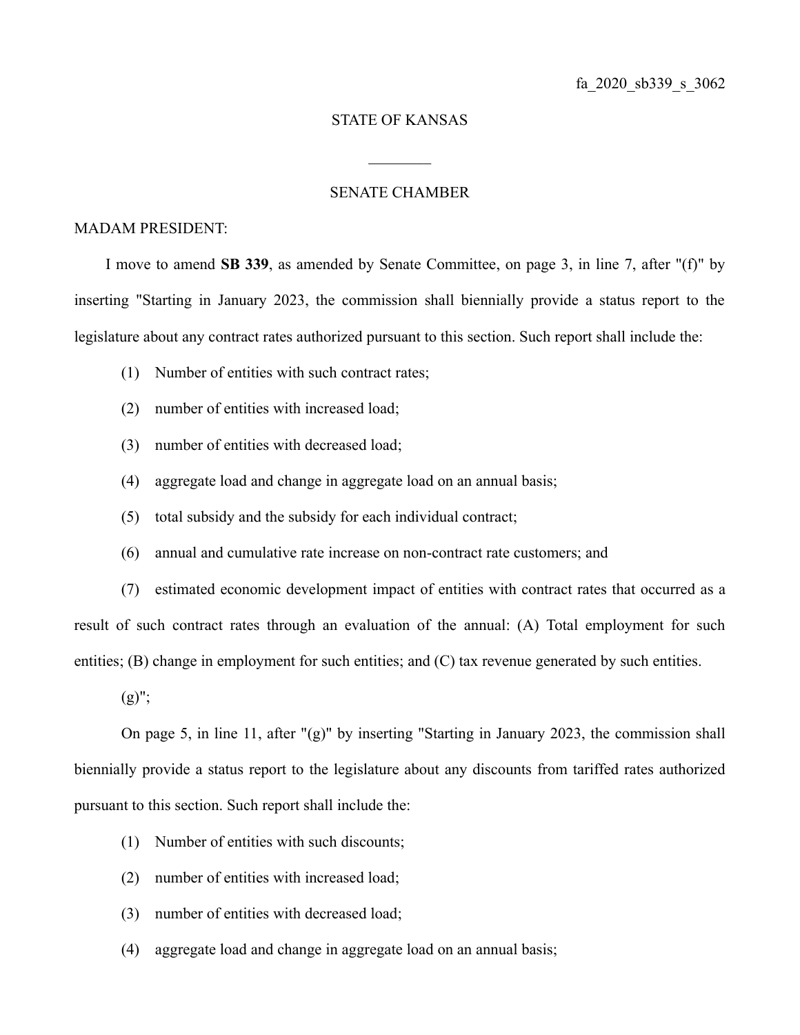fa_2020_sb339_s_3062

STATE OF KANSAS

________

SENATE CHAMBER

MADAM PRESIDENT:

I move to amend **SB 339**, as amended by Senate Committee, on page 3, in line 7, after "(f)" by inserting "Starting in January 2023, the commission shall biennially provide a status report to the legislature about any contract rates authorized pursuant to this section. Such report shall include the:

(1) Number of entities with such contract rates;

(2) number of entities with increased load;

(3) number of entities with decreased load;

(4) aggregate load and change in aggregate load on an annual basis;

(5) total subsidy and the subsidy for each individual contract;

(6) annual and cumulative rate increase on non-contract rate customers; and

(7) estimated economic development impact of entities with contract rates that occurred as a result of such contract rates through an evaluation of the annual: (A) Total employment for such entities; (B) change in employment for such entities; and (C) tax revenue generated by such entities.

(g)";

On page 5, in line 11, after "(g)" by inserting "Starting in January 2023, the commission shall biennially provide a status report to the legislature about any discounts from tariffed rates authorized pursuant to this section. Such report shall include the:

(1) Number of entities with such discounts;

(2) number of entities with increased load;

(3) number of entities with decreased load;

(4) aggregate load and change in aggregate load on an annual basis;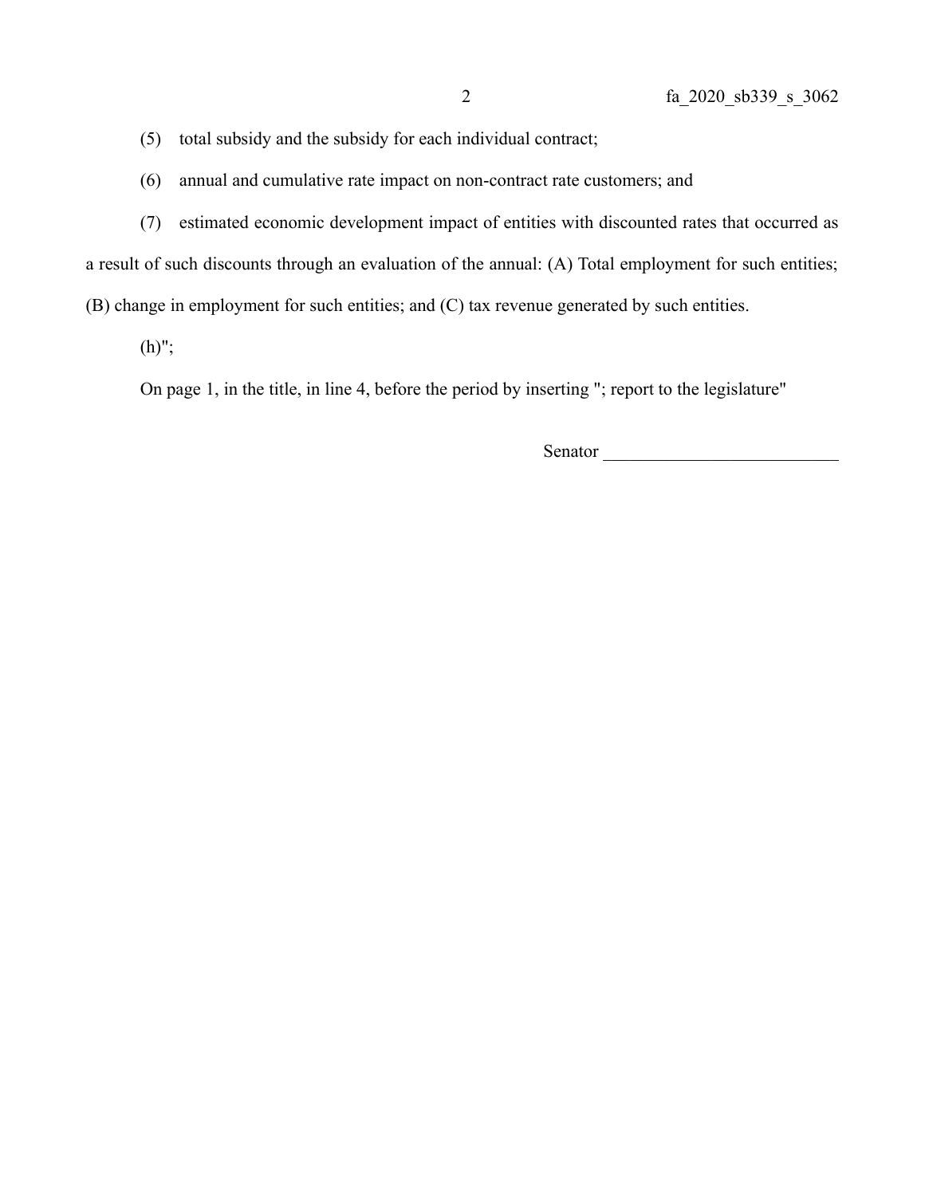(5) total subsidy and the subsidy for each individual contract;

(6) annual and cumulative rate impact on non-contract rate customers; and

(7) estimated economic development impact of entities with discounted rates that occurred as a result of such discounts through an evaluation of the annual: (A) Total employment for such entities; (B) change in employment for such entities; and (C) tax revenue generated by such entities.

(h)";

On page 1, in the title, in line 4, before the period by inserting "; report to the legislature"

Senator __________________________